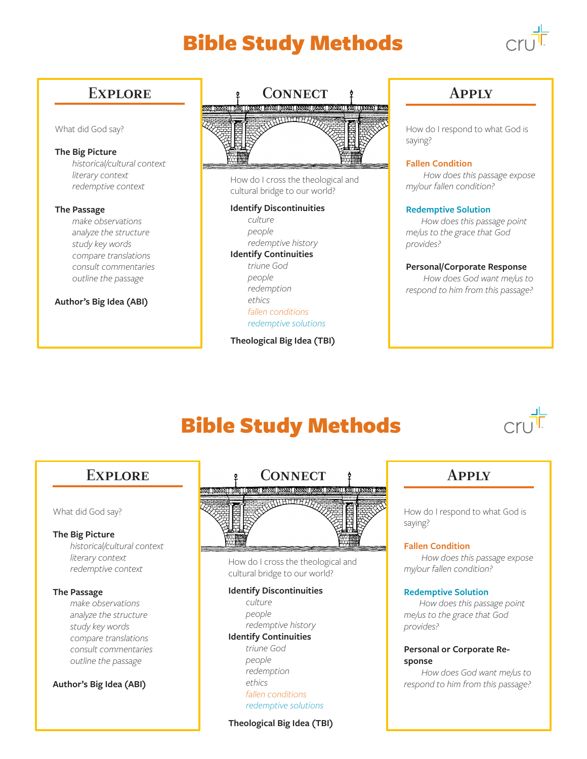# Bible Study Methods

## Explore

What did God say?

**The Big Picture**

*historical/cultural context*
*literary context*
*redemptive context*

**The Passage**

*make observations*
*analyze the structure*
*study key words*
*compare translations*
*consult commentaries*
*outline the passage*

**Author's Big Idea (ABI)**

## Connect

How do I cross the theological and cultural bridge to our world?

**Identify Discontinuities**

*culture*
*people*
*redemptive history*

**Identify Continuities**

*triune God*
*people*
*redemption*
*ethics*
*fallen conditions*
*redemptive solutions*

**Theological Big Idea (TBI)**

## Apply

How do I respond to what God is saying?

**Fallen Condition**

*How does this passage expose my/our fallen condition?*

**Redemptive Solution**

*How does this passage point me/us to the grace that God provides?*

**Personal/Corporate Response**

*How does God want me/us to respond to him from this passage?*

# Bible Study Methods

## Explore

What did God say?

**The Big Picture**

*historical/cultural context*
*literary context*
*redemptive context*

**The Passage**

*make observations*
*analyze the structure*
*study key words*
*compare translations*
*consult commentaries*
*outline the passage*

**Author's Big Idea (ABI)**

## Connect

How do I cross the theological and cultural bridge to our world?

**Identify Discontinuities**

*culture*
*people*
*redemptive history*

**Identify Continuities**

*triune God*
*people*
*redemption*
*ethics*
*fallen conditions*
*redemptive solutions*

**Theological Big Idea (TBI)**

## Apply

How do I respond to what God is saying?

**Fallen Condition**

*How does this passage expose my/our fallen condition?*

**Redemptive Solution**

*How does this passage point me/us to the grace that God provides?*

**Personal or Corporate Response**

*How does God want me/us to respond to him from this passage?*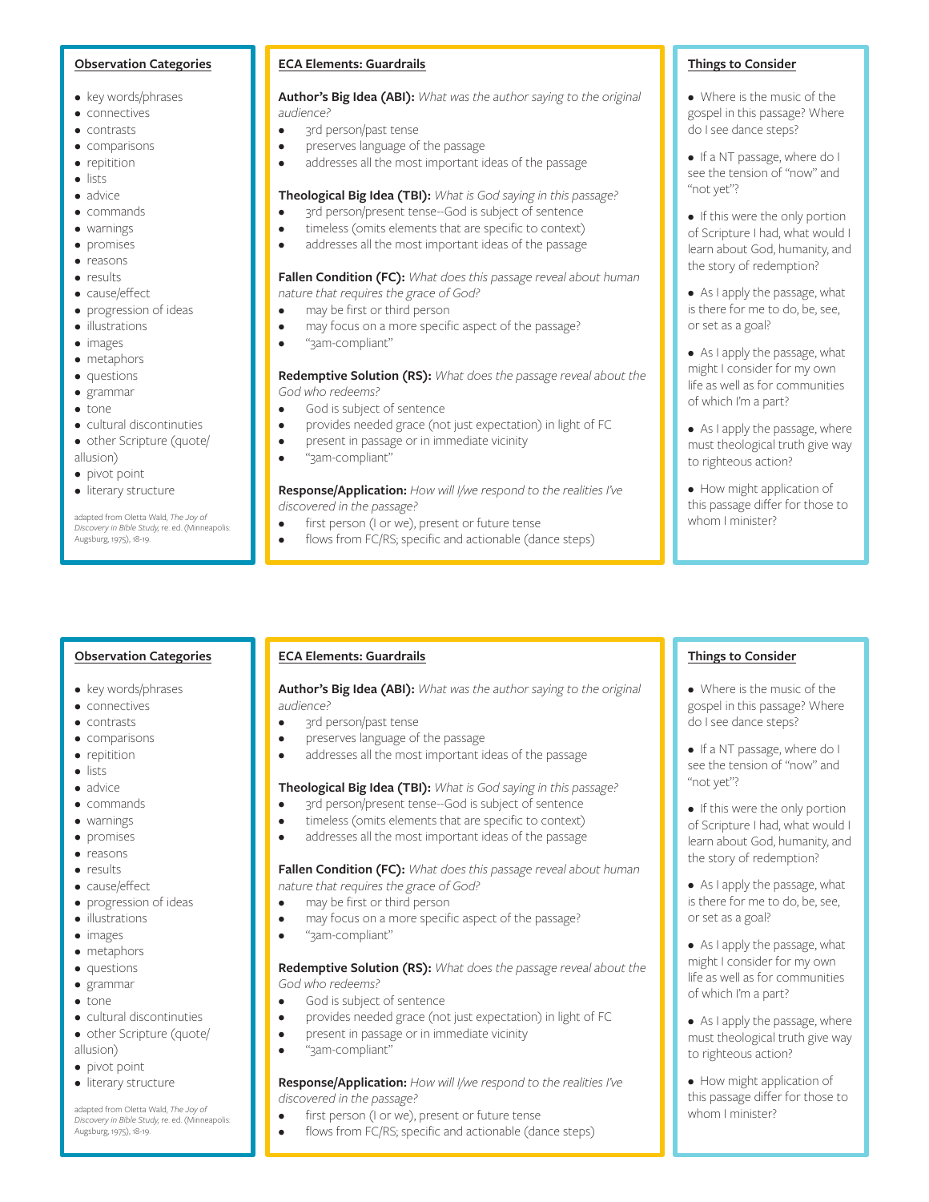## Observation Categories

- key words/phrases
- connectives
- contrasts
- comparisons
- repitition
- lists
- advice
- commands
- warnings
- promises
- reasons
- results
- cause/effect
- progression of ideas
- illustrations
- images
- metaphors
- questions
- grammar
- tone
- cultural discontinuties
- other Scripture (quote/allusion)
- pivot point
- literary structure

adapted from Oletta Wald, *The Joy of Discovery in Bible Study*, re. ed. (Minneapolis: Augsburg, 1975), 18-19.

## ECA Elements: Guardrails

**Author's Big Idea (ABI):** *What was the author saying to the original audience?*

- 3rd person/past tense
- preserves language of the passage
- addresses all the most important ideas of the passage

**Theological Big Idea (TBI):** *What is God saying in this passage?*

- 3rd person/present tense--God is subject of sentence
- timeless (omits elements that are specific to context)
- addresses all the most important ideas of the passage

**Fallen Condition (FC):** *What does this passage reveal about human nature that requires the grace of God?*

- may be first or third person
- may focus on a more specific aspect of the passage?
- "3am-compliant"

**Redemptive Solution (RS):** *What does the passage reveal about the God who redeems?*

- God is subject of sentence
- provides needed grace (not just expectation) in light of FC
- present in passage or in immediate vicinity
- "3am-compliant"

**Response/Application:** *How will I/we respond to the realities I've discovered in the passage?*

- first person (I or we), present or future tense
- flows from FC/RS; specific and actionable (dance steps)

## Things to Consider

- Where is the music of the gospel in this passage? Where do I see dance steps?
- If a NT passage, where do I see the tension of "now" and "not yet"?
- If this were the only portion of Scripture I had, what would I learn about God, humanity, and the story of redemption?
- As I apply the passage, what is there for me to do, be, see, or set as a goal?
- As I apply the passage, what might I consider for my own life as well as for communities of which I'm a part?
- As I apply the passage, where must theological truth give way to righteous action?
- How might application of this passage differ for those to whom I minister?

## Observation Categories

- key words/phrases
- connectives
- contrasts
- comparisons
- repitition
- lists
- advice
- commands
- warnings
- promises
- reasons
- results
- cause/effect
- progression of ideas
- illustrations
- images
- metaphors
- questions
- grammar
- tone
- cultural discontinuties
- other Scripture (quote/allusion)
- pivot point
- literary structure

adapted from Oletta Wald, *The Joy of Discovery in Bible Study*, re. ed. (Minneapolis: Augsburg, 1975), 18-19.

## ECA Elements: Guardrails

**Author's Big Idea (ABI):** *What was the author saying to the original audience?*

- 3rd person/past tense
- preserves language of the passage
- addresses all the most important ideas of the passage

**Theological Big Idea (TBI):** *What is God saying in this passage?*

- 3rd person/present tense--God is subject of sentence
- timeless (omits elements that are specific to context)
- addresses all the most important ideas of the passage

**Fallen Condition (FC):** *What does this passage reveal about human nature that requires the grace of God?*

- may be first or third person
- may focus on a more specific aspect of the passage?
- "3am-compliant"

**Redemptive Solution (RS):** *What does the passage reveal about the God who redeems?*

- God is subject of sentence
- provides needed grace (not just expectation) in light of FC
- present in passage or in immediate vicinity
- "3am-compliant"

**Response/Application:** *How will I/we respond to the realities I've discovered in the passage?*

- first person (I or we), present or future tense
- flows from FC/RS; specific and actionable (dance steps)

## Things to Consider

- Where is the music of the gospel in this passage? Where do I see dance steps?
- If a NT passage, where do I see the tension of "now" and "not yet"?
- If this were the only portion of Scripture I had, what would I learn about God, humanity, and the story of redemption?
- As I apply the passage, what is there for me to do, be, see, or set as a goal?
- As I apply the passage, what might I consider for my own life as well as for communities of which I'm a part?
- As I apply the passage, where must theological truth give way to righteous action?
- How might application of this passage differ for those to whom I minister?